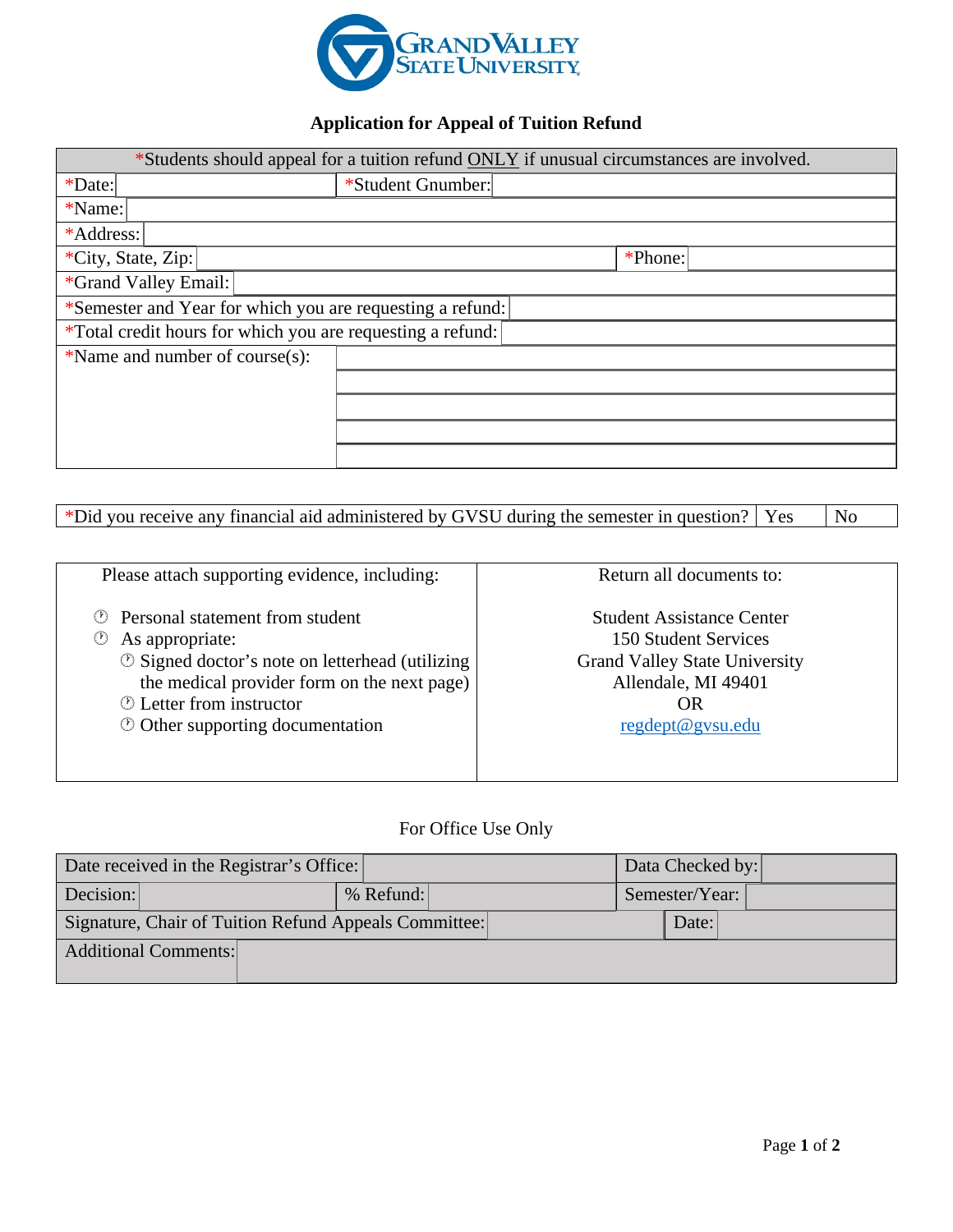Grand Valley State University

## Application for Appeal of Tuition Refund

| *Students should appeal for a tuition refund ONLY if unusual circumstances are involved. | | | |
|---|---|---|---|
| *Date: | | *Student Gnumber: | |
| *Name: | | | |
| *Address: | | | |
| *City, State, Zip: | | *Phone: | |
| *Grand Valley Email: | | | |
| *Semester and Year for which you are requesting a refund: | | | |
| *Total credit hours for which you are requesting a refund: | | | |
| *Name and number of course(s): | | | |
| | | | |
| | | | |
| | | | |
| | | | |

| *Did you receive any financial aid administered by GVSU during the semester in question? | Yes | No |
|---|---|---|

| Please attach supporting evidence, including: | Return all documents to: |
|---|---|
| - Personal statement from student<br>- As appropriate:<br>  - Signed doctor's note on letterhead (utilizing the medical provider form on the next page)<br>  - Letter from instructor<br>  - Other supporting documentation | Student Assistance Center<br>150 Student Services<br>Grand Valley State University<br>Allendale, MI 49401<br>OR<br>regdept@gvsu.edu |

For Office Use Only

| Date received in the Registrar's Office: | | | | Data Checked by: | |
|---|---|---|---|---|---|
| Decision: | | % Refund: | | Semester/Year: | |
| Signature, Chair of Tuition Refund Appeals Committee: | | | | Date: | |
| Additional Comments: | | | | | |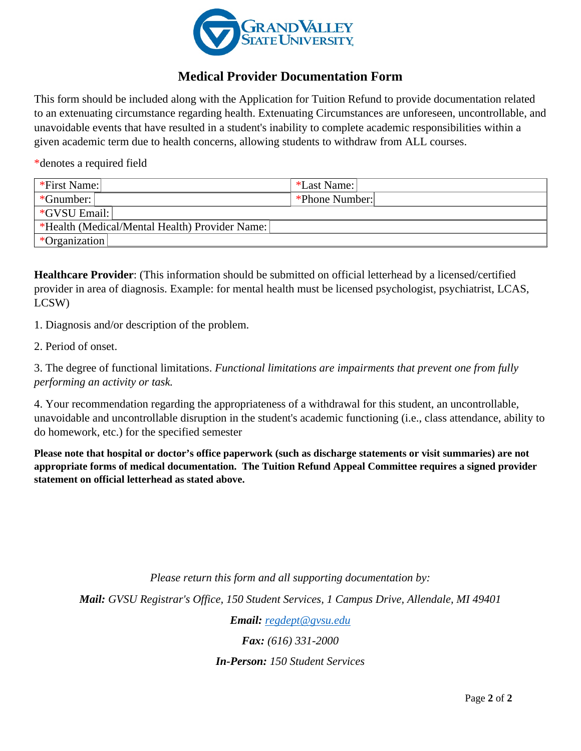# Medical Provider Documentation Form

This form should be included along with the Application for Tuition Refund to provide documentation related to an extenuating circumstance regarding health. Extenuating Circumstances are unforeseen, uncontrollable, and unavoidable events that have resulted in a student's inability to complete academic responsibilities within a given academic term due to health concerns, allowing students to withdraw from ALL courses.

*denotes a required field

| | | | |
|---|---|---|---|
| *First Name: | | *Last Name: | |
| *Gnumber: | | *Phone Number: | |
| *GVSU Email: | | | |
| *Health (Medical/Mental Health) Provider Name: | | | |
| *Organization | | | |

**Healthcare Provider**: (This information should be submitted on official letterhead by a licensed/certified provider in area of diagnosis. Example: for mental health must be licensed psychologist, psychiatrist, LCAS, LCSW)

1. Diagnosis and/or description of the problem.

2. Period of onset.

3. The degree of functional limitations. *Functional limitations are impairments that prevent one from fully performing an activity or task.*

4. Your recommendation regarding the appropriateness of a withdrawal for this student, an uncontrollable, unavoidable and uncontrollable disruption in the student's academic functioning (i.e., class attendance, ability to do homework, etc.) for the specified semester

**Please note that hospital or doctor's office paperwork (such as discharge statements or visit summaries) are not appropriate forms of medical documentation. The Tuition Refund Appeal Committee requires a signed provider statement on official letterhead as stated above.**

*Please return this form and all supporting documentation by:*

***Mail:*** *GVSU Registrar's Office, 150 Student Services, 1 Campus Drive, Allendale, MI 49401*

***Email:*** *regdept@gvsu.edu*

***Fax:*** *(616) 331-2000*

***In-Person:*** *150 Student Services*